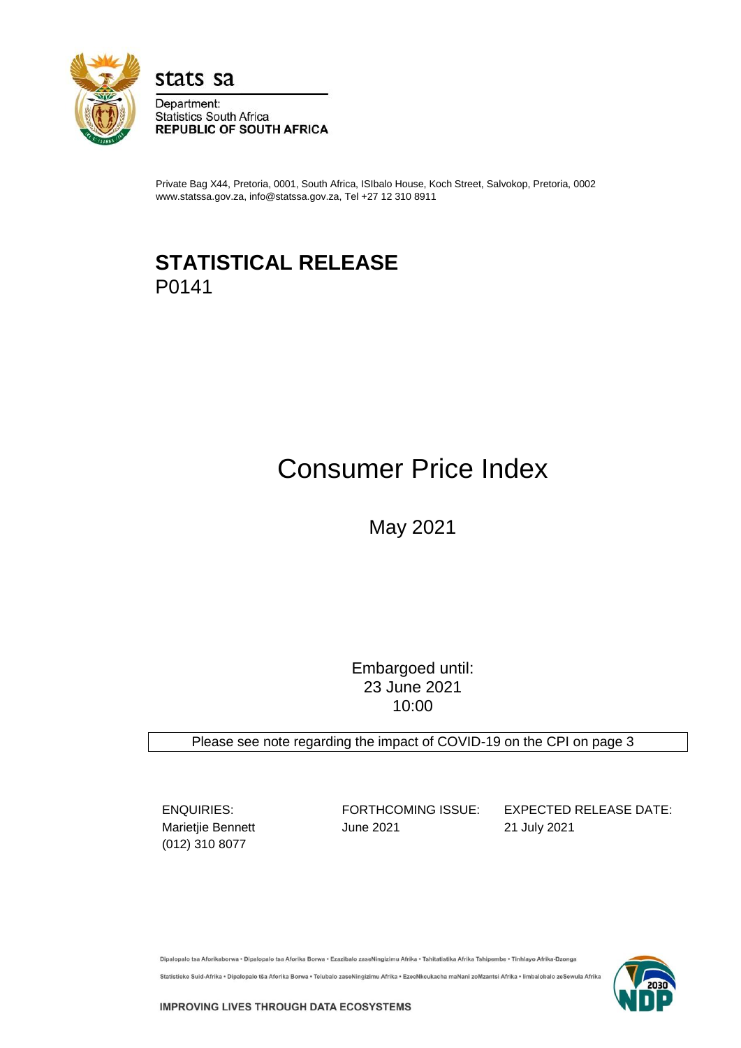stats sa

Department:
Statistics South Africa
**REPUBLIC OF SOUTH AFRICA**

Private Bag X44, Pretoria, 0001, South Africa, ISIbalo House, Koch Street, Salvokop, Pretoria, 0002
www.statssa.gov.za, info@statssa.gov.za, Tel +27 12 310 8911

# STATISTICAL RELEASE
P0141

# Consumer Price Index

May 2021

Embargoed until:
23 June 2021
10:00

Please see note regarding the impact of COVID-19 on the CPI on page 3

| ENQUIRIES: | FORTHCOMING ISSUE: | EXPECTED RELEASE DATE: |
|---|---|---|
| Marietjie Bennett (012) 310 8077 | June 2021 | 21 July 2021 |

Dipalopalo tsa Aforikaborwa • Dipalopalo tsa Aforika Borwa • Ezazibalo zaseNingizimu Afrika • Tshitatistika Afrika Tshipembe • Tinhlayo Afrika-Dzonga
Statistieke Suid-Afrika • Dipalopalo tša Aforika Borwa • Telubalo zaseNingizimu Afrika • EzeeNkcukacha maNani zoMzantsi Afrika • Iimbalobalo zeSewula Afrika

IMPROVING LIVES THROUGH DATA ECOSYSTEMS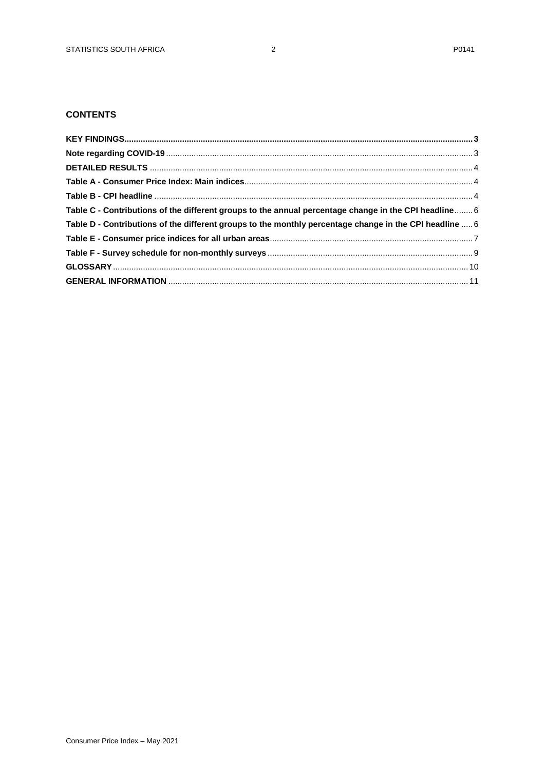## CONTENTS

**KEY FINDINGS** ........ **3**

**Note regarding COVID-19** ........ 3

**DETAILED RESULTS** ........ 4

**Table A - Consumer Price Index: Main indices** ........ 4

**Table B - CPI headline** ........ 4

**Table C - Contributions of the different groups to the annual percentage change in the CPI headline** ........ 6

**Table D - Contributions of the different groups to the monthly percentage change in the CPI headline** ........ 6

**Table E - Consumer price indices for all urban areas** ........ 7

**Table F - Survey schedule for non-monthly surveys** ........ 9

**GLOSSARY** ........ 10

**GENERAL INFORMATION** ........ 11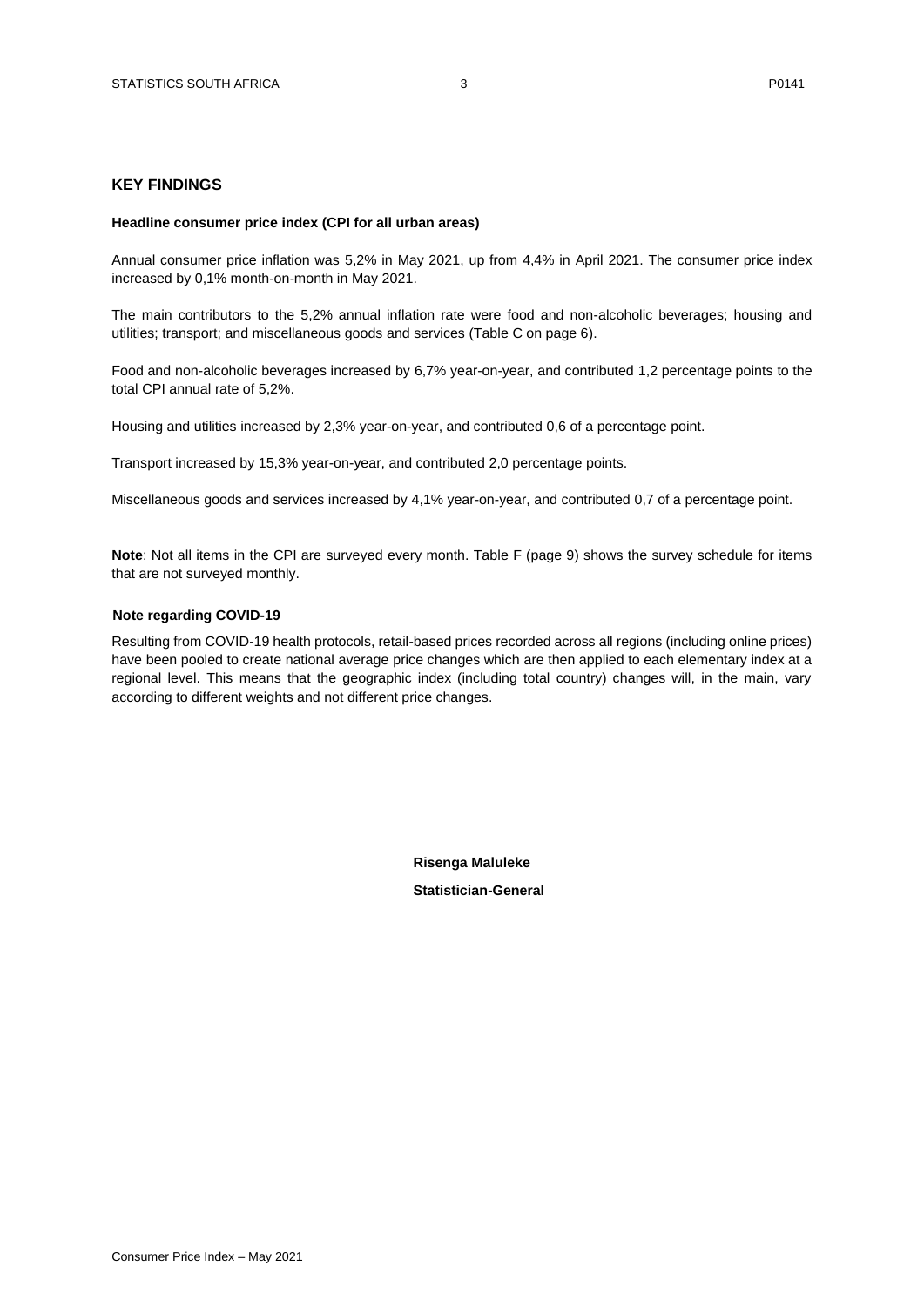## KEY FINDINGS

### Headline consumer price index (CPI for all urban areas)

Annual consumer price inflation was 5,2% in May 2021, up from 4,4% in April 2021. The consumer price index increased by 0,1% month-on-month in May 2021.

The main contributors to the 5,2% annual inflation rate were food and non-alcoholic beverages; housing and utilities; transport; and miscellaneous goods and services (Table C on page 6).

Food and non-alcoholic beverages increased by 6,7% year-on-year, and contributed 1,2 percentage points to the total CPI annual rate of 5,2%.

Housing and utilities increased by 2,3% year-on-year, and contributed 0,6 of a percentage point.

Transport increased by 15,3% year-on-year, and contributed 2,0 percentage points.

Miscellaneous goods and services increased by 4,1% year-on-year, and contributed 0,7 of a percentage point.

**Note**: Not all items in the CPI are surveyed every month. Table F (page 9) shows the survey schedule for items that are not surveyed monthly.

### Note regarding COVID-19

Resulting from COVID-19 health protocols, retail-based prices recorded across all regions (including online prices) have been pooled to create national average price changes which are then applied to each elementary index at a regional level. This means that the geographic index (including total country) changes will, in the main, vary according to different weights and not different price changes.

**Risenga Maluleke**

**Statistician-General**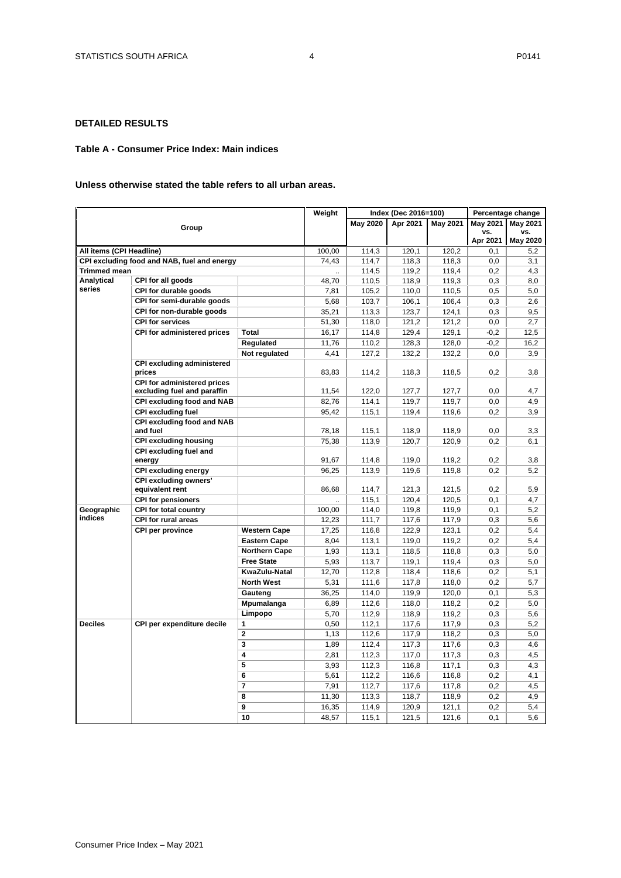## DETAILED RESULTS

### Table A - Consumer Price Index: Main indices

**Unless otherwise stated the table refers to all urban areas.**

| Group | | | Weight | Index (Dec 2016=100) | | | Percentage change | |
|---|---|---|---|---|---|---|---|---|
| | | | | May 2020 | Apr 2021 | May 2021 | May 2021 vs. Apr 2021 | May 2021 vs. May 2020 |
| All items (CPI Headline) | | | 100,00 | 114,3 | 120,1 | 120,2 | 0,1 | 5,2 |
| CPI excluding food and NAB, fuel and energy | | | 74,43 | 114,7 | 118,3 | 118,3 | 0,0 | 3,1 |
| Trimmed mean | | | .. | 114,5 | 119,2 | 119,4 | 0,2 | 4,3 |
| Analytical series | CPI for all goods | | 48,70 | 110,5 | 118,9 | 119,3 | 0,3 | 8,0 |
| | CPI for durable goods | | 7,81 | 105,2 | 110,0 | 110,5 | 0,5 | 5,0 |
| | CPI for semi-durable goods | | 5,68 | 103,7 | 106,1 | 106,4 | 0,3 | 2,6 |
| | CPI for non-durable goods | | 35,21 | 113,3 | 123,7 | 124,1 | 0,3 | 9,5 |
| | CPI for services | | 51,30 | 118,0 | 121,2 | 121,2 | 0,0 | 2,7 |
| | CPI for administered prices | Total | 16,17 | 114,8 | 129,4 | 129,1 | -0,2 | 12,5 |
| | | Regulated | 11,76 | 110,2 | 128,3 | 128,0 | -0,2 | 16,2 |
| | | Not regulated | 4,41 | 127,2 | 132,2 | 132,2 | 0,0 | 3,9 |
| | CPI excluding administered prices | | 83,83 | 114,2 | 118,3 | 118,5 | 0,2 | 3,8 |
| | CPI for administered prices excluding fuel and paraffin | | 11,54 | 122,0 | 127,7 | 127,7 | 0,0 | 4,7 |
| | CPI excluding food and NAB | | 82,76 | 114,1 | 119,7 | 119,7 | 0,0 | 4,9 |
| | CPI excluding fuel | | 95,42 | 115,1 | 119,4 | 119,6 | 0,2 | 3,9 |
| | CPI excluding food and NAB and fuel | | 78,18 | 115,1 | 118,9 | 118,9 | 0,0 | 3,3 |
| | CPI excluding housing | | 75,38 | 113,9 | 120,7 | 120,9 | 0,2 | 6,1 |
| | CPI excluding fuel and energy | | 91,67 | 114,8 | 119,0 | 119,2 | 0,2 | 3,8 |
| | CPI excluding energy | | 96,25 | 113,9 | 119,6 | 119,8 | 0,2 | 5,2 |
| | CPI excluding owners' equivalent rent | | 86,68 | 114,7 | 121,3 | 121,5 | 0,2 | 5,9 |
| | CPI for pensioners | | .. | 115,1 | 120,4 | 120,5 | 0,1 | 4,7 |
| Geographic indices | CPI for total country | | 100,00 | 114,0 | 119,8 | 119,9 | 0,1 | 5,2 |
| | CPI for rural areas | | 12,23 | 111,7 | 117,6 | 117,9 | 0,3 | 5,6 |
| | CPI per province | Western Cape | 17,25 | 116,8 | 122,9 | 123,1 | 0,2 | 5,4 |
| | | Eastern Cape | 8,04 | 113,1 | 119,0 | 119,2 | 0,2 | 5,4 |
| | | Northern Cape | 1,93 | 113,1 | 118,5 | 118,8 | 0,3 | 5,0 |
| | | Free State | 5,93 | 113,7 | 119,1 | 119,4 | 0,3 | 5,0 |
| | | KwaZulu-Natal | 12,70 | 112,8 | 118,4 | 118,6 | 0,2 | 5,1 |
| | | North West | 5,31 | 111,6 | 117,8 | 118,0 | 0,2 | 5,7 |
| | | Gauteng | 36,25 | 114,0 | 119,9 | 120,0 | 0,1 | 5,3 |
| | | Mpumalanga | 6,89 | 112,6 | 118,0 | 118,2 | 0,2 | 5,0 |
| | | Limpopo | 5,70 | 112,9 | 118,9 | 119,2 | 0,3 | 5,6 |
| Deciles | CPI per expenditure decile | 1 | 0,50 | 112,1 | 117,6 | 117,9 | 0,3 | 5,2 |
| | | 2 | 1,13 | 112,6 | 117,9 | 118,2 | 0,3 | 5,0 |
| | | 3 | 1,89 | 112,4 | 117,3 | 117,6 | 0,3 | 4,6 |
| | | 4 | 2,81 | 112,3 | 117,0 | 117,3 | 0,3 | 4,5 |
| | | 5 | 3,93 | 112,3 | 116,8 | 117,1 | 0,3 | 4,3 |
| | | 6 | 5,61 | 112,2 | 116,6 | 116,8 | 0,2 | 4,1 |
| | | 7 | 7,91 | 112,7 | 117,6 | 117,8 | 0,2 | 4,5 |
| | | 8 | 11,30 | 113,3 | 118,7 | 118,9 | 0,2 | 4,9 |
| | | 9 | 16,35 | 114,9 | 120,9 | 121,1 | 0,2 | 5,4 |
| | | 10 | 48,57 | 115,1 | 121,5 | 121,6 | 0,1 | 5,6 |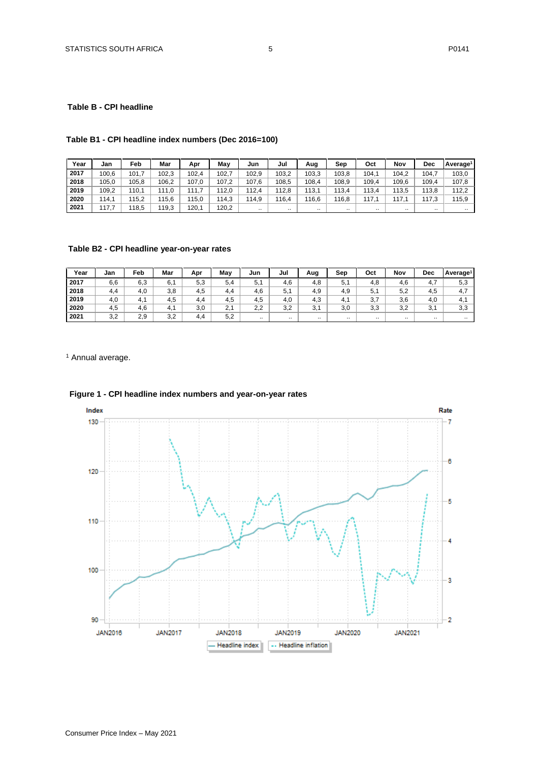### Table B - CPI headline

#### Table B1 - CPI headline index numbers (Dec 2016=100)

| Year | Jan | Feb | Mar | Apr | May | Jun | Jul | Aug | Sep | Oct | Nov | Dec | Average[1] |
|---|---|---|---|---|---|---|---|---|---|---|---|---|---|
| 2017 | 100,6 | 101,7 | 102,3 | 102,4 | 102,7 | 102,9 | 103,2 | 103,3 | 103,8 | 104,1 | 104,2 | 104,7 | 103,0 |
| 2018 | 105,0 | 105,8 | 106,2 | 107,0 | 107,2 | 107,6 | 108,5 | 108,4 | 108,9 | 109,4 | 109,6 | 109,4 | 107,8 |
| 2019 | 109,2 | 110,1 | 111,0 | 111,7 | 112,0 | 112,4 | 112,8 | 113,1 | 113,4 | 113,4 | 113,5 | 113,8 | 112,2 |
| 2020 | 114,1 | 115,2 | 115,6 | 115,0 | 114,3 | 114,9 | 116,4 | 116,6 | 116,8 | 117,1 | 117,1 | 117,3 | 115,9 |
| 2021 | 117,7 | 118,5 | 119,3 | 120,1 | 120,2 | .. | .. | .. | .. | .. | .. | .. | .. |

#### Table B2 - CPI headline year-on-year rates

| Year | Jan | Feb | Mar | Apr | May | Jun | Jul | Aug | Sep | Oct | Nov | Dec | Average[1] |
|---|---|---|---|---|---|---|---|---|---|---|---|---|---|
| 2017 | 6,6 | 6,3 | 6,1 | 5,3 | 5,4 | 5,1 | 4,6 | 4,8 | 5,1 | 4,8 | 4,6 | 4,7 | 5,3 |
| 2018 | 4,4 | 4,0 | 3,8 | 4,5 | 4,4 | 4,6 | 5,1 | 4,9 | 4,9 | 5,1 | 5,2 | 4,5 | 4,7 |
| 2019 | 4,0 | 4,1 | 4,5 | 4,4 | 4,5 | 4,5 | 4,0 | 4,3 | 4,1 | 3,7 | 3,6 | 4,0 | 4,1 |
| 2020 | 4,5 | 4,6 | 4,1 | 3,0 | 2,1 | 2,2 | 3,2 | 3,1 | 3,0 | 3,3 | 3,2 | 3,1 | 3,3 |
| 2021 | 3,2 | 2,9 | 3,2 | 4,4 | 5,2 | .. | .. | .. | .. | .. | .. | .. | .. |

[1] Annual average.

#### Figure 1 - CPI headline index numbers and year-on-year rates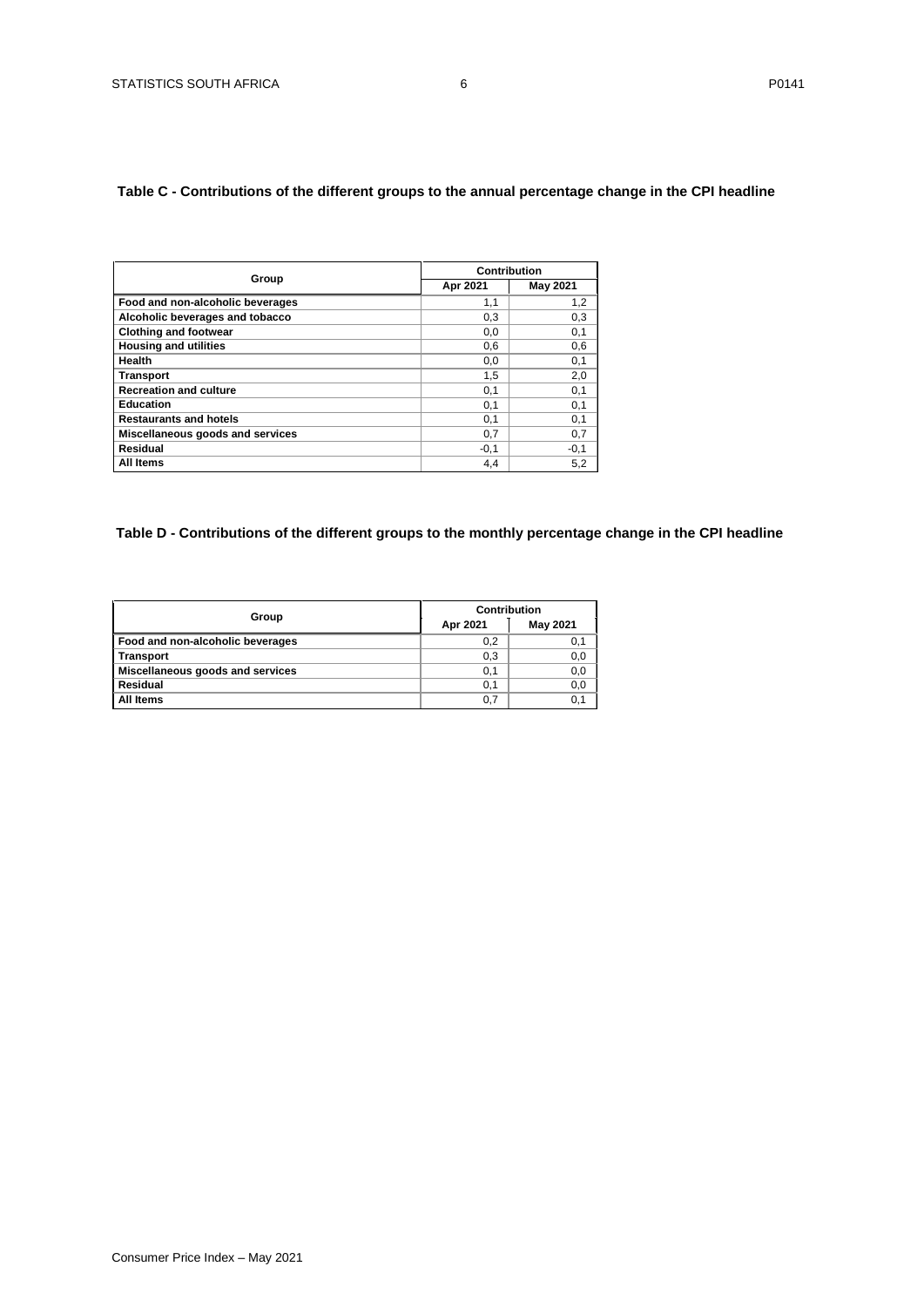**Table C - Contributions of the different groups to the annual percentage change in the CPI headline**

| Group | Contribution | |
|---|---|---|
| | Apr 2021 | May 2021 |
| **Food and non-alcoholic beverages** | 1,1 | 1,2 |
| **Alcoholic beverages and tobacco** | 0,3 | 0,3 |
| **Clothing and footwear** | 0,0 | 0,1 |
| **Housing and utilities** | 0,6 | 0,6 |
| **Health** | 0,0 | 0,1 |
| **Transport** | 1,5 | 2,0 |
| **Recreation and culture** | 0,1 | 0,1 |
| **Education** | 0,1 | 0,1 |
| **Restaurants and hotels** | 0,1 | 0,1 |
| **Miscellaneous goods and services** | 0,7 | 0,7 |
| **Residual** | -0,1 | -0,1 |
| **All Items** | 4,4 | 5,2 |

**Table D - Contributions of the different groups to the monthly percentage change in the CPI headline**

| Group | Contribution | |
|---|---|---|
| | Apr 2021 | May 2021 |
| **Food and non-alcoholic beverages** | 0,2 | 0,1 |
| **Transport** | 0,3 | 0,0 |
| **Miscellaneous goods and services** | 0,1 | 0,0 |
| **Residual** | 0,1 | 0,0 |
| **All Items** | 0,7 | 0,1 |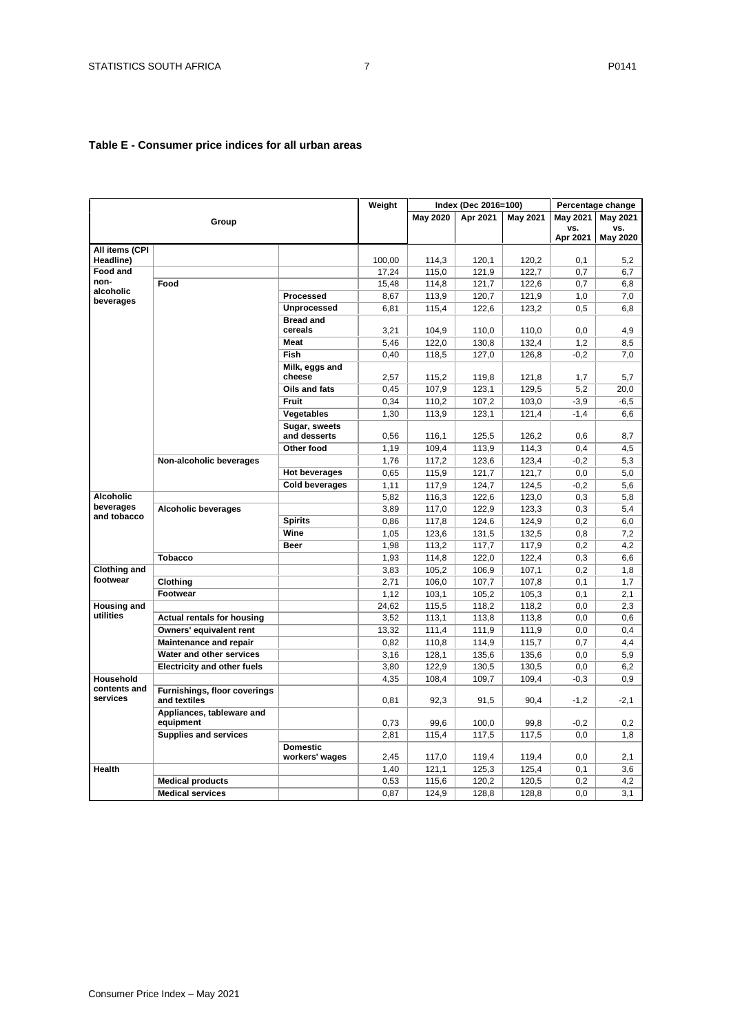## Table E - Consumer price indices for all urban areas

| Group | | | Weight | Index (Dec 2016=100) | | | Percentage change | |
|---|---|---|---|---|---|---|---|---|
| | | | | May 2020 | Apr 2021 | May 2021 | May 2021 vs. Apr 2021 | May 2021 vs. May 2020 |
| **All items (CPI Headline)** | | | 100,00 | 114,3 | 120,1 | 120,2 | 0,1 | 5,2 |
| **Food and non-alcoholic beverages** | | | 17,24 | 115,0 | 121,9 | 122,7 | 0,7 | 6,7 |
| | **Food** | | 15,48 | 114,8 | 121,7 | 122,6 | 0,7 | 6,8 |
| | | **Processed** | 8,67 | 113,9 | 120,7 | 121,9 | 1,0 | 7,0 |
| | | **Unprocessed** | 6,81 | 115,4 | 122,6 | 123,2 | 0,5 | 6,8 |
| | | **Bread and cereals** | 3,21 | 104,9 | 110,0 | 110,0 | 0,0 | 4,9 |
| | | **Meat** | 5,46 | 122,0 | 130,8 | 132,4 | 1,2 | 8,5 |
| | | **Fish** | 0,40 | 118,5 | 127,0 | 126,8 | -0,2 | 7,0 |
| | | **Milk, eggs and cheese** | 2,57 | 115,2 | 119,8 | 121,8 | 1,7 | 5,7 |
| | | **Oils and fats** | 0,45 | 107,9 | 123,1 | 129,5 | 5,2 | 20,0 |
| | | **Fruit** | 0,34 | 110,2 | 107,2 | 103,0 | -3,9 | -6,5 |
| | | **Vegetables** | 1,30 | 113,9 | 123,1 | 121,4 | -1,4 | 6,6 |
| | | **Sugar, sweets and desserts** | 0,56 | 116,1 | 125,5 | 126,2 | 0,6 | 8,7 |
| | | **Other food** | 1,19 | 109,4 | 113,9 | 114,3 | 0,4 | 4,5 |
| | **Non-alcoholic beverages** | | 1,76 | 117,2 | 123,6 | 123,4 | -0,2 | 5,3 |
| | | **Hot beverages** | 0,65 | 115,9 | 121,7 | 121,7 | 0,0 | 5,0 |
| | | **Cold beverages** | 1,11 | 117,9 | 124,7 | 124,5 | -0,2 | 5,6 |
| **Alcoholic beverages and tobacco** | | | 5,82 | 116,3 | 122,6 | 123,0 | 0,3 | 5,8 |
| | **Alcoholic beverages** | | 3,89 | 117,0 | 122,9 | 123,3 | 0,3 | 5,4 |
| | | **Spirits** | 0,86 | 117,8 | 124,6 | 124,9 | 0,2 | 6,0 |
| | | **Wine** | 1,05 | 123,6 | 131,5 | 132,5 | 0,8 | 7,2 |
| | | **Beer** | 1,98 | 113,2 | 117,7 | 117,9 | 0,2 | 4,2 |
| | **Tobacco** | | 1,93 | 114,8 | 122,0 | 122,4 | 0,3 | 6,6 |
| **Clothing and footwear** | | | 3,83 | 105,2 | 106,9 | 107,1 | 0,2 | 1,8 |
| | **Clothing** | | 2,71 | 106,0 | 107,7 | 107,8 | 0,1 | 1,7 |
| | **Footwear** | | 1,12 | 103,1 | 105,2 | 105,3 | 0,1 | 2,1 |
| **Housing and utilities** | | | 24,62 | 115,5 | 118,2 | 118,2 | 0,0 | 2,3 |
| | **Actual rentals for housing** | | 3,52 | 113,1 | 113,8 | 113,8 | 0,0 | 0,6 |
| | **Owners' equivalent rent** | | 13,32 | 111,4 | 111,9 | 111,9 | 0,0 | 0,4 |
| | **Maintenance and repair** | | 0,82 | 110,8 | 114,9 | 115,7 | 0,7 | 4,4 |
| | **Water and other services** | | 3,16 | 128,1 | 135,6 | 135,6 | 0,0 | 5,9 |
| | **Electricity and other fuels** | | 3,80 | 122,9 | 130,5 | 130,5 | 0,0 | 6,2 |
| **Household contents and services** | | | 4,35 | 108,4 | 109,7 | 109,4 | -0,3 | 0,9 |
| | **Furnishings, floor coverings and textiles** | | 0,81 | 92,3 | 91,5 | 90,4 | -1,2 | -2,1 |
| | **Appliances, tableware and equipment** | | 0,73 | 99,6 | 100,0 | 99,8 | -0,2 | 0,2 |
| | **Supplies and services** | | 2,81 | 115,4 | 117,5 | 117,5 | 0,0 | 1,8 |
| | | **Domestic workers' wages** | 2,45 | 117,0 | 119,4 | 119,4 | 0,0 | 2,1 |
| **Health** | | | 1,40 | 121,1 | 125,3 | 125,4 | 0,1 | 3,6 |
| | **Medical products** | | 0,53 | 115,6 | 120,2 | 120,5 | 0,2 | 4,2 |
| | **Medical services** | | 0,87 | 124,9 | 128,8 | 128,8 | 0,0 | 3,1 |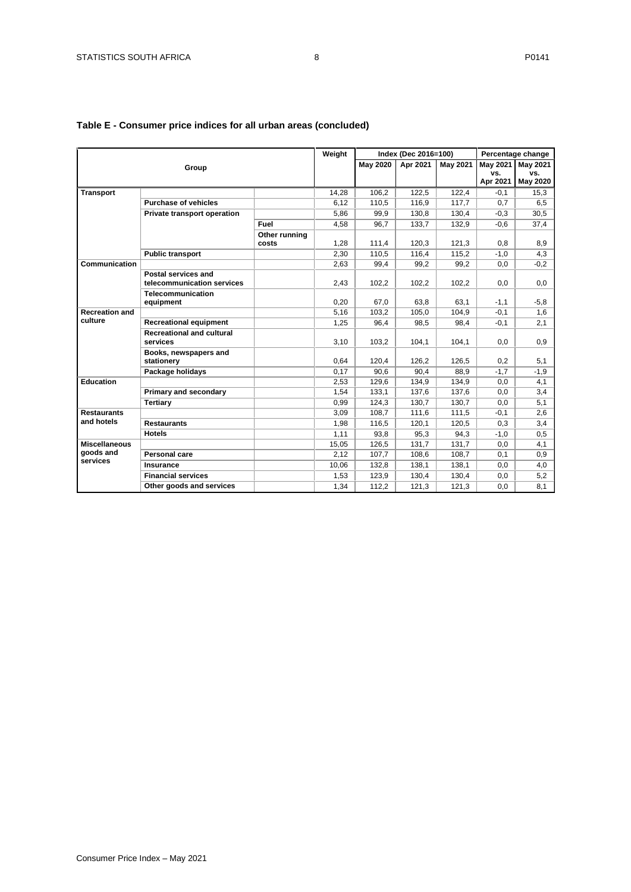## Table E - Consumer price indices for all urban areas (concluded)

| Group | | | Weight | Index (Dec 2016=100) | | | Percentage change | |
|---|---|---|---|---|---|---|---|---|
| | | | | May 2020 | Apr 2021 | May 2021 | May 2021 vs. Apr 2021 | May 2021 vs. May 2020 |
| **Transport** | | | 14,28 | 106,2 | 122,5 | 122,4 | -0,1 | 15,3 |
| | **Purchase of vehicles** | | 6,12 | 110,5 | 116,9 | 117,7 | 0,7 | 6,5 |
| | **Private transport operation** | | 5,86 | 99,9 | 130,8 | 130,4 | -0,3 | 30,5 |
| | | **Fuel** | 4,58 | 96,7 | 133,7 | 132,9 | -0,6 | 37,4 |
| | | **Other running costs** | 1,28 | 111,4 | 120,3 | 121,3 | 0,8 | 8,9 |
| | **Public transport** | | 2,30 | 110,5 | 116,4 | 115,2 | -1,0 | 4,3 |
| **Communication** | | | 2,63 | 99,4 | 99,2 | 99,2 | 0,0 | -0,2 |
| | **Postal services and telecommunication services** | | 2,43 | 102,2 | 102,2 | 102,2 | 0,0 | 0,0 |
| | **Telecommunication equipment** | | 0,20 | 67,0 | 63,8 | 63,1 | -1,1 | -5,8 |
| **Recreation and culture** | | | 5,16 | 103,2 | 105,0 | 104,9 | -0,1 | 1,6 |
| | **Recreational equipment** | | 1,25 | 96,4 | 98,5 | 98,4 | -0,1 | 2,1 |
| | **Recreational and cultural services** | | 3,10 | 103,2 | 104,1 | 104,1 | 0,0 | 0,9 |
| | **Books, newspapers and stationery** | | 0,64 | 120,4 | 126,2 | 126,5 | 0,2 | 5,1 |
| | **Package holidays** | | 0,17 | 90,6 | 90,4 | 88,9 | -1,7 | -1,9 |
| **Education** | | | 2,53 | 129,6 | 134,9 | 134,9 | 0,0 | 4,1 |
| | **Primary and secondary** | | 1,54 | 133,1 | 137,6 | 137,6 | 0,0 | 3,4 |
| | **Tertiary** | | 0,99 | 124,3 | 130,7 | 130,7 | 0,0 | 5,1 |
| **Restaurants and hotels** | | | 3,09 | 108,7 | 111,6 | 111,5 | -0,1 | 2,6 |
| | **Restaurants** | | 1,98 | 116,5 | 120,1 | 120,5 | 0,3 | 3,4 |
| | **Hotels** | | 1,11 | 93,8 | 95,3 | 94,3 | -1,0 | 0,5 |
| **Miscellaneous goods and services** | | | 15,05 | 126,5 | 131,7 | 131,7 | 0,0 | 4,1 |
| | **Personal care** | | 2,12 | 107,7 | 108,6 | 108,7 | 0,1 | 0,9 |
| | **Insurance** | | 10,06 | 132,8 | 138,1 | 138,1 | 0,0 | 4,0 |
| | **Financial services** | | 1,53 | 123,9 | 130,4 | 130,4 | 0,0 | 5,2 |
| | **Other goods and services** | | 1,34 | 112,2 | 121,3 | 121,3 | 0,0 | 8,1 |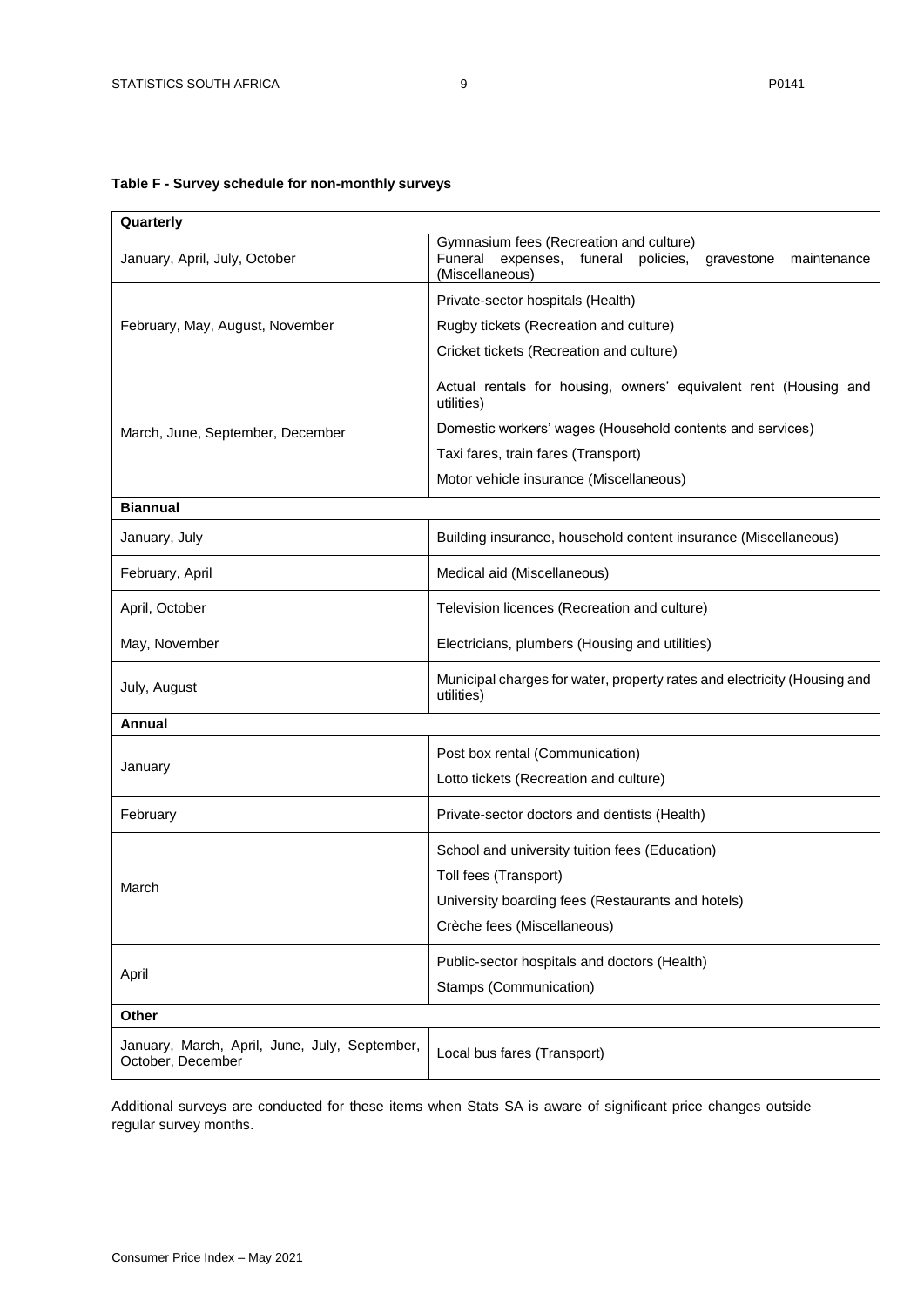**Table F - Survey schedule for non-monthly surveys**

| Quarterly | |
|---|---|
| January, April, July, October | Gymnasium fees (Recreation and culture)<br>Funeral expenses, funeral policies, gravestone maintenance (Miscellaneous) |
| February, May, August, November | Private-sector hospitals (Health)<br>Rugby tickets (Recreation and culture)<br>Cricket tickets (Recreation and culture) |
| March, June, September, December | Actual rentals for housing, owners' equivalent rent (Housing and utilities)<br>Domestic workers' wages (Household contents and services)<br>Taxi fares, train fares (Transport)<br>Motor vehicle insurance (Miscellaneous) |
| **Biannual** | |
| January, July | Building insurance, household content insurance (Miscellaneous) |
| February, April | Medical aid (Miscellaneous) |
| April, October | Television licences (Recreation and culture) |
| May, November | Electricians, plumbers (Housing and utilities) |
| July, August | Municipal charges for water, property rates and electricity (Housing and utilities) |
| **Annual** | |
| January | Post box rental (Communication)<br>Lotto tickets (Recreation and culture) |
| February | Private-sector doctors and dentists (Health) |
| March | School and university tuition fees (Education)<br>Toll fees (Transport)<br>University boarding fees (Restaurants and hotels)<br>Crèche fees (Miscellaneous) |
| April | Public-sector hospitals and doctors (Health)<br>Stamps (Communication) |
| **Other** | |
| January, March, April, June, July, September, October, December | Local bus fares (Transport) |

Additional surveys are conducted for these items when Stats SA is aware of significant price changes outside regular survey months.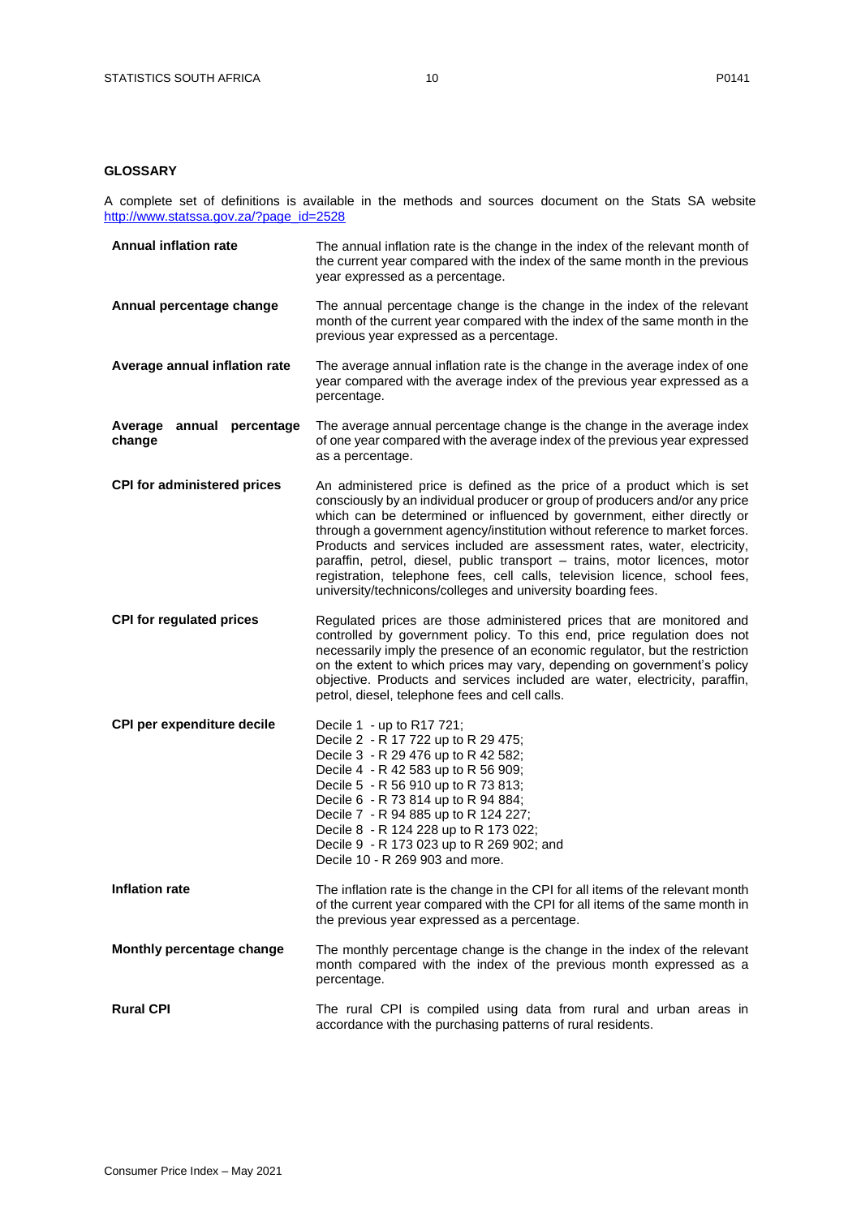## GLOSSARY

A complete set of definitions is available in the methods and sources document on the Stats SA website [http://www.statssa.gov.za/?page_id=2528](http://www.statssa.gov.za/?page_id=2528)

**Annual inflation rate**
The annual inflation rate is the change in the index of the relevant month of the current year compared with the index of the same month in the previous year expressed as a percentage.

**Annual percentage change**
The annual percentage change is the change in the index of the relevant month of the current year compared with the index of the same month in the previous year expressed as a percentage.

**Average annual inflation rate**
The average annual inflation rate is the change in the average index of one year compared with the average index of the previous year expressed as a percentage.

**Average annual percentage change**
The average annual percentage change is the change in the average index of one year compared with the average index of the previous year expressed as a percentage.

**CPI for administered prices**
An administered price is defined as the price of a product which is set consciously by an individual producer or group of producers and/or any price which can be determined or influenced by government, either directly or through a government agency/institution without reference to market forces. Products and services included are assessment rates, water, electricity, paraffin, petrol, diesel, public transport – trains, motor licences, motor registration, telephone fees, cell calls, television licence, school fees, university/technicons/colleges and university boarding fees.

**CPI for regulated prices**
Regulated prices are those administered prices that are monitored and controlled by government policy. To this end, price regulation does not necessarily imply the presence of an economic regulator, but the restriction on the extent to which prices may vary, depending on government's policy objective. Products and services included are water, electricity, paraffin, petrol, diesel, telephone fees and cell calls.

**CPI per expenditure decile**
Decile 1 - up to R17 721;
Decile 2 - R 17 722 up to R 29 475;
Decile 3 - R 29 476 up to R 42 582;
Decile 4 - R 42 583 up to R 56 909;
Decile 5 - R 56 910 up to R 73 813;
Decile 6 - R 73 814 up to R 94 884;
Decile 7 - R 94 885 up to R 124 227;
Decile 8 - R 124 228 up to R 173 022;
Decile 9 - R 173 023 up to R 269 902; and
Decile 10 - R 269 903 and more.

**Inflation rate**
The inflation rate is the change in the CPI for all items of the relevant month of the current year compared with the CPI for all items of the same month in the previous year expressed as a percentage.

**Monthly percentage change**
The monthly percentage change is the change in the index of the relevant month compared with the index of the previous month expressed as a percentage.

**Rural CPI**
The rural CPI is compiled using data from rural and urban areas in accordance with the purchasing patterns of rural residents.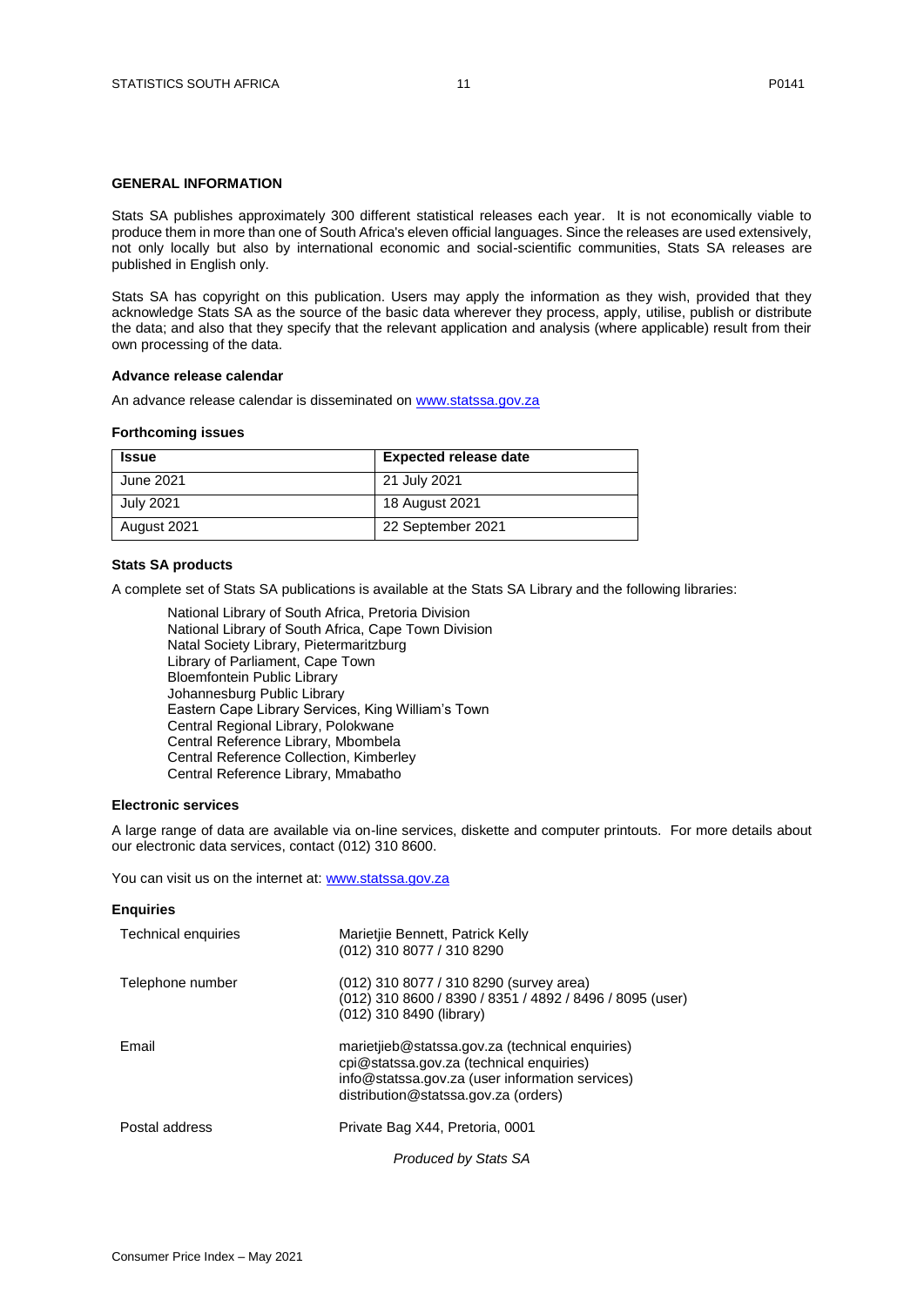## GENERAL INFORMATION

Stats SA publishes approximately 300 different statistical releases each year. It is not economically viable to produce them in more than one of South Africa's eleven official languages. Since the releases are used extensively, not only locally but also by international economic and social-scientific communities, Stats SA releases are published in English only.

Stats SA has copyright on this publication. Users may apply the information as they wish, provided that they acknowledge Stats SA as the source of the basic data wherever they process, apply, utilise, publish or distribute the data; and also that they specify that the relevant application and analysis (where applicable) result from their own processing of the data.

### Advance release calendar

An advance release calendar is disseminated on www.statssa.gov.za

### Forthcoming issues

| Issue | Expected release date |
|---|---|
| June 2021 | 21 July 2021 |
| July 2021 | 18 August 2021 |
| August 2021 | 22 September 2021 |

### Stats SA products

A complete set of Stats SA publications is available at the Stats SA Library and the following libraries:

National Library of South Africa, Pretoria Division
National Library of South Africa, Cape Town Division
Natal Society Library, Pietermaritzburg
Library of Parliament, Cape Town
Bloemfontein Public Library
Johannesburg Public Library
Eastern Cape Library Services, King William's Town
Central Regional Library, Polokwane
Central Reference Library, Mbombela
Central Reference Collection, Kimberley
Central Reference Library, Mmabatho

### Electronic services

A large range of data are available via on-line services, diskette and computer printouts. For more details about our electronic data services, contact (012) 310 8600.

You can visit us on the internet at: www.statssa.gov.za

### Enquiries

| | |
|---|---|
| Technical enquiries | Marietjie Bennett, Patrick Kelly<br>(012) 310 8077 / 310 8290 |
| Telephone number | (012) 310 8077 / 310 8290 (survey area)<br>(012) 310 8600 / 8390 / 8351 / 4892 / 8496 / 8095 (user)<br>(012) 310 8490 (library) |
| Email | marietjieb@statssa.gov.za (technical enquiries)<br>cpi@statssa.gov.za (technical enquiries)<br>info@statssa.gov.za (user information services)<br>distribution@statssa.gov.za (orders) |
| Postal address | Private Bag X44, Pretoria, 0001 |

*Produced by Stats SA*